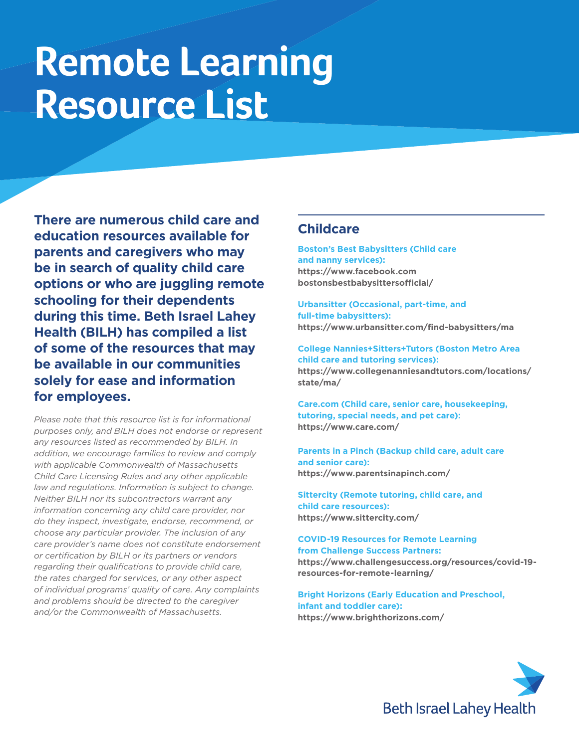# Remote Learning Resource List

**There are numerous child care and education resources available for parents and caregivers who may be in search of quality child care options or who are juggling remote schooling for their dependents during this time. Beth Israel Lahey Health (BILH) has compiled a list of some of the resources that may be available in our communities solely for ease and information for employees.**

*Please note that this resource list is for informational purposes only, and BILH does not endorse or represent any resources listed as recommended by BILH. In addition, we encourage families to review and comply with applicable Commonwealth of Massachusetts Child Care Licensing Rules and any other applicable law and regulations. Information is subject to change. Neither BILH nor its subcontractors warrant any information concerning any child care provider, nor do they inspect, investigate, endorse, recommend, or choose any particular provider. The inclusion of any care provider's name does not constitute endorsement or certification by BILH or its partners or vendors regarding their qualifications to provide child care, the rates charged for services, or any other aspect of individual programs' quality of care. Any complaints and problems should be directed to the caregiver and/or the Commonwealth of Massachusetts.*

## Childcare

**Boston's Best Babysitters (Child care and nanny services):**
**https://www.facebook.com bostonsbestbabysittersofficial/**

**Urbansitter (Occasional, part-time, and full-time babysitters):**
**https://www.urbansitter.com/find-babysitters/ma**

**College Nannies+Sitters+Tutors (Boston Metro Area child care and tutoring services):**
**https://www.collegenanniesandtutors.com/locations/state/ma/**

**Care.com (Child care, senior care, housekeeping, tutoring, special needs, and pet care):**
**https://www.care.com/**

**Parents in a Pinch (Backup child care, adult care and senior care):**
**https://www.parentsinapinch.com/**

**Sittercity (Remote tutoring, child care, and child care resources):**
**https://www.sittercity.com/**

**COVID-19 Resources for Remote Learning from Challenge Success Partners:**
**https://www.challengesuccess.org/resources/covid-19-resources-for-remote-learning/**

**Bright Horizons (Early Education and Preschool, infant and toddler care):**
**https://www.brighthorizons.com/**

Beth Israel Lahey Health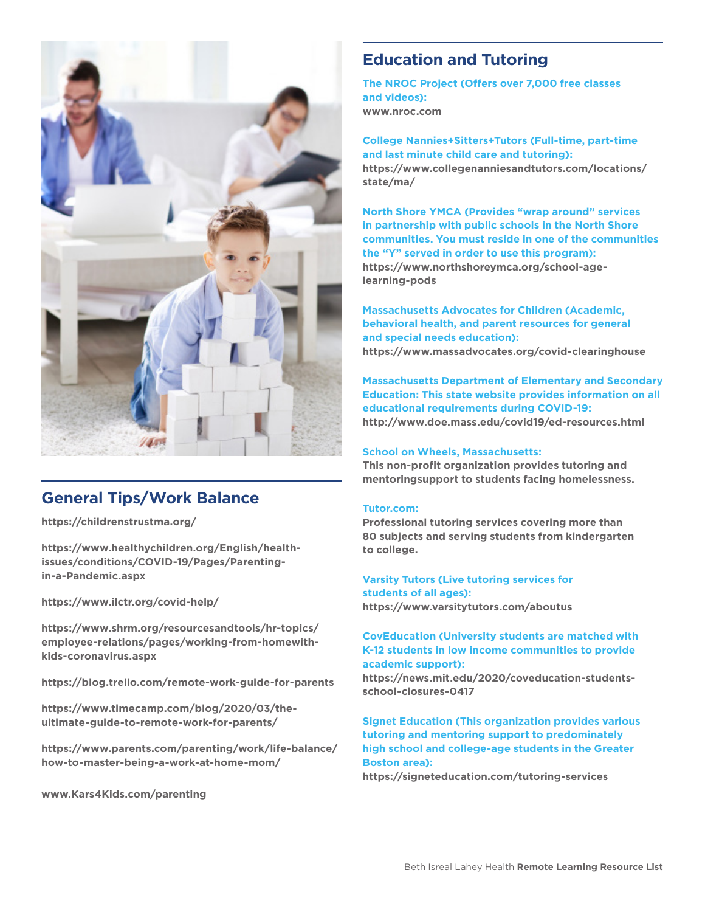## General Tips/Work Balance

https://childrenstrustma.org/

https://www.healthychildren.org/English/health-issues/conditions/COVID-19/Pages/Parenting-in-a-Pandemic.aspx

https://www.ilctr.org/covid-help/

https://www.shrm.org/resourcesandtools/hr-topics/employee-relations/pages/working-from-homewith-kids-coronavirus.aspx

https://blog.trello.com/remote-work-guide-for-parents

https://www.timecamp.com/blog/2020/03/the-ultimate-guide-to-remote-work-for-parents/

https://www.parents.com/parenting/work/life-balance/how-to-master-being-a-work-at-home-mom/

www.Kars4Kids.com/parenting

## Education and Tutoring

**The NROC Project (Offers over 7,000 free classes and videos):**
www.nroc.com

**College Nannies+Sitters+Tutors (Full-time, part-time and last minute child care and tutoring):**
https://www.collegenanniesandtutors.com/locations/state/ma/

**North Shore YMCA (Provides "wrap around" services in partnership with public schools in the North Shore communities. You must reside in one of the communities the "Y" served in order to use this program):**
https://www.northshoreymca.org/school-age-learning-pods

**Massachusetts Advocates for Children (Academic, behavioral health, and parent resources for general and special needs education):**
https://www.massadvocates.org/covid-clearinghouse

**Massachusetts Department of Elementary and Secondary Education: This state website provides information on all educational requirements during COVID-19:**
http://www.doe.mass.edu/covid19/ed-resources.html

**School on Wheels, Massachusetts:**
This non-profit organization provides tutoring and mentoringsupport to students facing homelessness.

**Tutor.com:**
Professional tutoring services covering more than 80 subjects and serving students from kindergarten to college.

**Varsity Tutors (Live tutoring services for students of all ages):**
https://www.varsitytutors.com/aboutus

**CovEducation (University students are matched with K-12 students in low income communities to provide academic support):**
https://news.mit.edu/2020/coveducation-students-school-closures-0417

**Signet Education (This organization provides various tutoring and mentoring support to predominately high school and college-age students in the Greater Boston area):**
https://signeteducation.com/tutoring-services